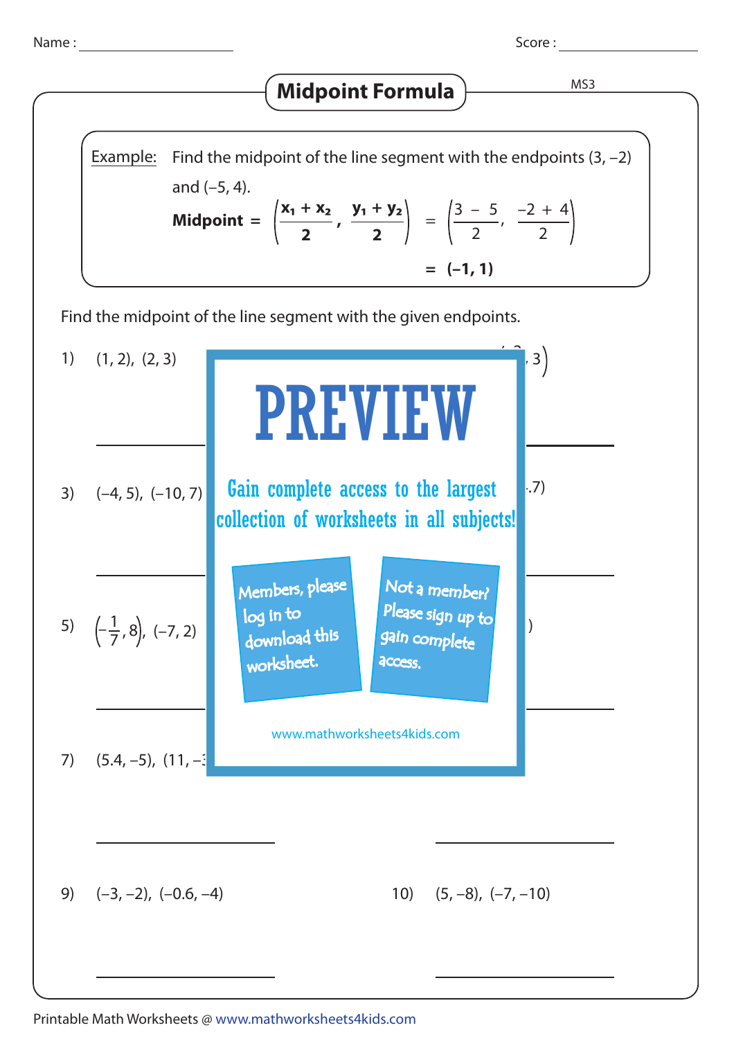Name : ____________________ Score : ____________________

# Midpoint Formula

MS3

**Example:** Find the midpoint of the line segment with the endpoints (3, –2) and (–5, 4).

$$\textbf{Midpoint} = \left(\frac{x_1 + x_2}{2}, \frac{y_1 + y_2}{2}\right) = \left(\frac{3 - 5}{2}, \frac{-2 + 4}{2}\right)$$

$$= (-1, 1)$$

Find the midpoint of the line segment with the given endpoints.

1) (1, 2), (2, 3)

______________

3) (–4, 5), (–10, 7)

______________

5) $\left(-\frac{1}{7}, 8\right)$, (–7, 2)

______________

7) (5.4, –5), (11, –

______________

9) (–3, –2), (–0.6, –4)

______________

10) (5, –8), (–7, –10)

______________

PREVIEW

Gain complete access to the largest collection of worksheets in all subjects!

Members, please log in to download this worksheet.

Not a member? Please sign up to gain complete access.

www.mathworksheets4kids.com

Printable Math Worksheets @ www.mathworksheets4kids.com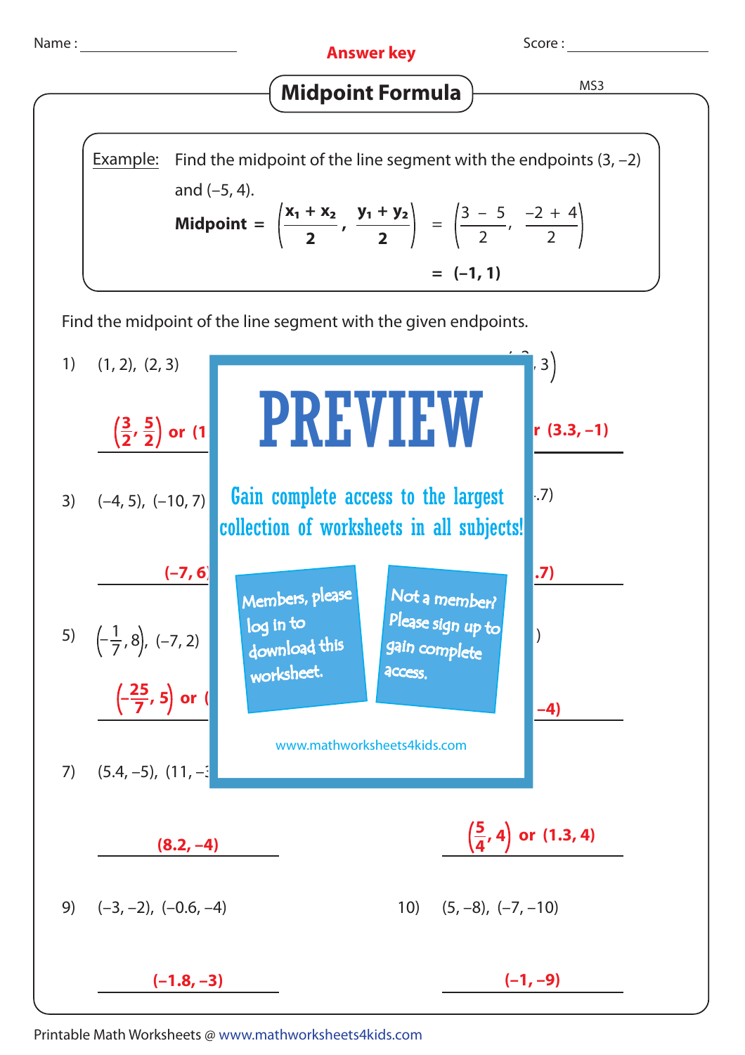Name : ____________________ **Answer key** Score : ____________________

# Midpoint Formula

MS3

Example: Find the midpoint of the line segment with the endpoints (3, –2) and (–5, 4).

$$\textbf{Midpoint} = \left(\frac{x_1 + x_2}{2}, \frac{y_1 + y_2}{2}\right) = \left(\frac{3 - 5}{2}, \frac{-2 + 4}{2}\right)$$

$$= (-1, 1)$$

Find the midpoint of the line segment with the given endpoints.

1) (1, 2), (2, 3)

**$\left(\frac{3}{2}, \frac{5}{2}\right)$ or (1**

**r (3.3, –1)**

3) (–4, 5), (–10, 7)

**(–7, 6)**

**.7)**

5) $\left(-\frac{1}{7}, 8\right)$, (–7, 2)

**$\left(-\frac{25}{7}, 5\right)$ or (**

**–4)**

7) (5.4, –5), (11, –3

**(8.2, –4)**

**$\left(\frac{5}{4}, 4\right)$ or (1.3, 4)**

9) (–3, –2), (–0.6, –4)

**(–1.8, –3)**

10) (5, –8), (–7, –10)

**(–1, –9)**

PREVIEW

Gain complete access to the largest collection of worksheets in all subjects!

Members, please log in to download this worksheet.

Not a member? Please sign up to gain complete access.

www.mathworksheets4kids.com

Printable Math Worksheets @ www.mathworksheets4kids.com